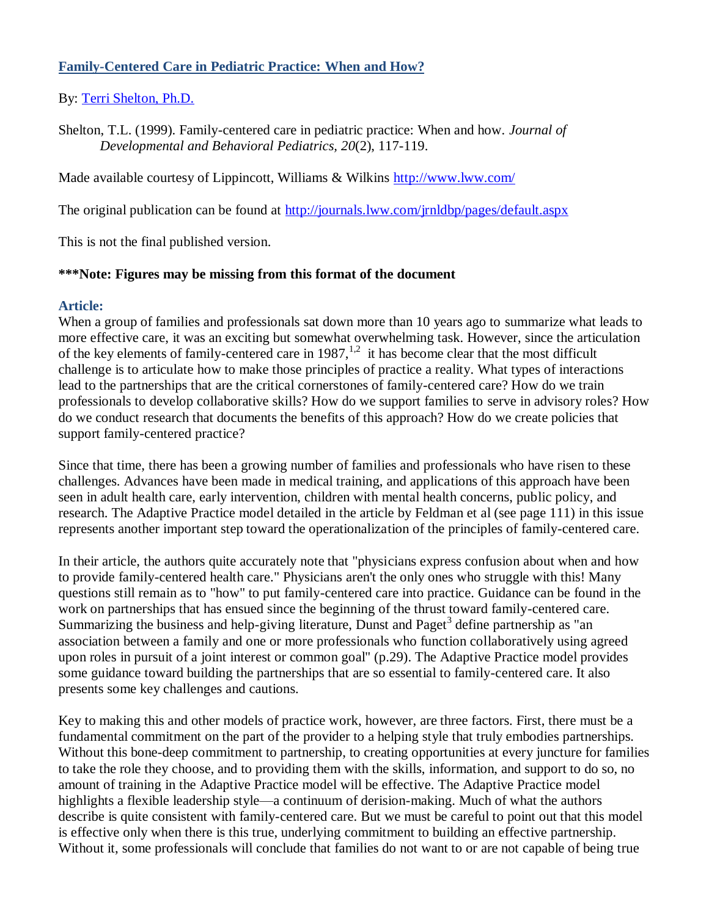## [Family-Centered Care in Pediatric Practice: When and How?]

By: [Terri Shelton, Ph.D.]

Shelton, T.L. (1999). Family-centered care in pediatric practice: When and how. *Journal of Developmental and Behavioral Pediatrics, 20*(2), 117-119.

Made available courtesy of Lippincott, Williams & Wilkins http://www.lww.com/

The original publication can be found at http://journals.lww.com/jrnldbp/pages/default.aspx

This is not the final published version.

**\*\*\*Note: Figures may be missing from this format of the document**

### Article:

When a group of families and professionals sat down more than 10 years ago to summarize what leads to more effective care, it was an exciting but somewhat overwhelming task. However, since the articulation of the key elements of family-centered care in 1987,[1,2] it has become clear that the most difficult challenge is to articulate how to make those principles of practice a reality. What types of interactions lead to the partnerships that are the critical cornerstones of family-centered care? How do we train professionals to develop collaborative skills? How do we support families to serve in advisory roles? How do we conduct research that documents the benefits of this approach? How do we create policies that support family-centered practice?

Since that time, there has been a growing number of families and professionals who have risen to these challenges. Advances have been made in medical training, and applications of this approach have been seen in adult health care, early intervention, children with mental health concerns, public policy, and research. The Adaptive Practice model detailed in the article by Feldman et al (see page 111) in this issue represents another important step toward the operationalization of the principles of family-centered care.

In their article, the authors quite accurately note that "physicians express confusion about when and how to provide family-centered health care." Physicians aren't the only ones who struggle with this! Many questions still remain as to "how" to put family-centered care into practice. Guidance can be found in the work on partnerships that has ensued since the beginning of the thrust toward family-centered care. Summarizing the business and help-giving literature, Dunst and Paget[3] define partnership as "an association between a family and one or more professionals who function collaboratively using agreed upon roles in pursuit of a joint interest or common goal" (p.29). The Adaptive Practice model provides some guidance toward building the partnerships that are so essential to family-centered care. It also presents some key challenges and cautions.

Key to making this and other models of practice work, however, are three factors. First, there must be a fundamental commitment on the part of the provider to a helping style that truly embodies partnerships. Without this bone-deep commitment to partnership, to creating opportunities at every juncture for families to take the role they choose, and to providing them with the skills, information, and support to do so, no amount of training in the Adaptive Practice model will be effective. The Adaptive Practice model highlights a flexible leadership style—a continuum of derision-making. Much of what the authors describe is quite consistent with family-centered care. But we must be careful to point out that this model is effective only when there is this true, underlying commitment to building an effective partnership. Without it, some professionals will conclude that families do not want to or are not capable of being true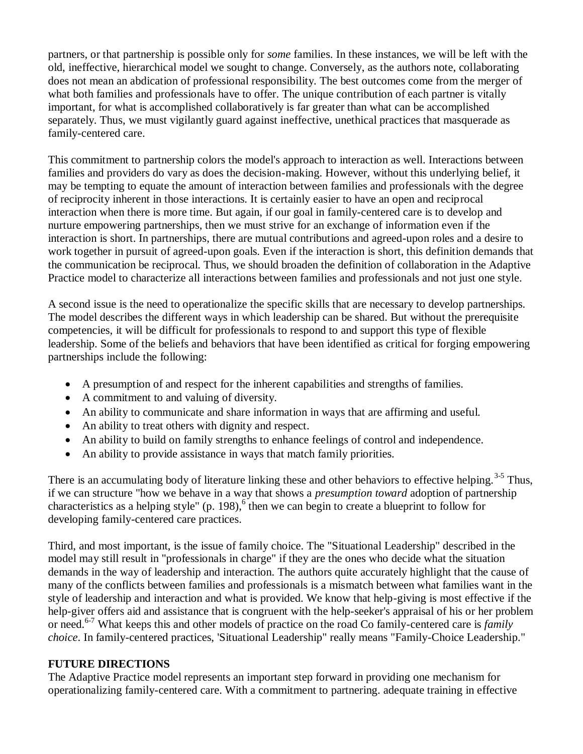partners, or that partnership is possible only for *some* families. In these instances, we will be left with the old, ineffective, hierarchical model we sought to change. Conversely, as the authors note, collaborating does not mean an abdication of professional responsibility. The best outcomes come from the merger of what both families and professionals have to offer. The unique contribution of each partner is vitally important, for what is accomplished collaboratively is far greater than what can be accomplished separately. Thus, we must vigilantly guard against ineffective, unethical practices that masquerade as family-centered care.

This commitment to partnership colors the model's approach to interaction as well. Interactions between families and providers do vary as does the decision-making. However, without this underlying belief, it may be tempting to equate the amount of interaction between families and professionals with the degree of reciprocity inherent in those interactions. It is certainly easier to have an open and reciprocal interaction when there is more time. But again, if our goal in family-centered care is to develop and nurture empowering partnerships, then we must strive for an exchange of information even if the interaction is short. In partnerships, there are mutual contributions and agreed-upon roles and a desire to work together in pursuit of agreed-upon goals. Even if the interaction is short, this definition demands that the communication be reciprocal. Thus, we should broaden the definition of collaboration in the Adaptive Practice model to characterize all interactions between families and professionals and not just one style.

A second issue is the need to operationalize the specific skills that are necessary to develop partnerships. The model describes the different ways in which leadership can be shared. But without the prerequisite competencies, it will be difficult for professionals to respond to and support this type of flexible leadership. Some of the beliefs and behaviors that have been identified as critical for forging empowering partnerships include the following:

- A presumption of and respect for the inherent capabilities and strengths of families.
- A commitment to and valuing of diversity.
- An ability to communicate and share information in ways that are affirming and useful.
- An ability to treat others with dignity and respect.
- An ability to build on family strengths to enhance feelings of control and independence.
- An ability to provide assistance in ways that match family priorities.

There is an accumulating body of literature linking these and other behaviors to effective helping.[3-5] Thus, if we can structure "how we behave in a way that shows a *presumption toward* adoption of partnership characteristics as a helping style" (p. 198),[6] then we can begin to create a blueprint to follow for developing family-centered care practices.

Third, and most important, is the issue of family choice. The "Situational Leadership" described in the model may still result in "professionals in charge" if they are the ones who decide what the situation demands in the way of leadership and interaction. The authors quite accurately highlight that the cause of many of the conflicts between families and professionals is a mismatch between what families want in the style of leadership and interaction and what is provided. We know that help-giving is most effective if the help-giver offers aid and assistance that is congruent with the help-seeker's appraisal of his or her problem or need.[6-7] What keeps this and other models of practice on the road Co family-centered care is *family choice*. In family-centered practices, 'Situational Leadership" really means "Family-Choice Leadership."

## FUTURE DIRECTIONS

The Adaptive Practice model represents an important step forward in providing one mechanism for operationalizing family-centered care. With a commitment to partnering. adequate training in effective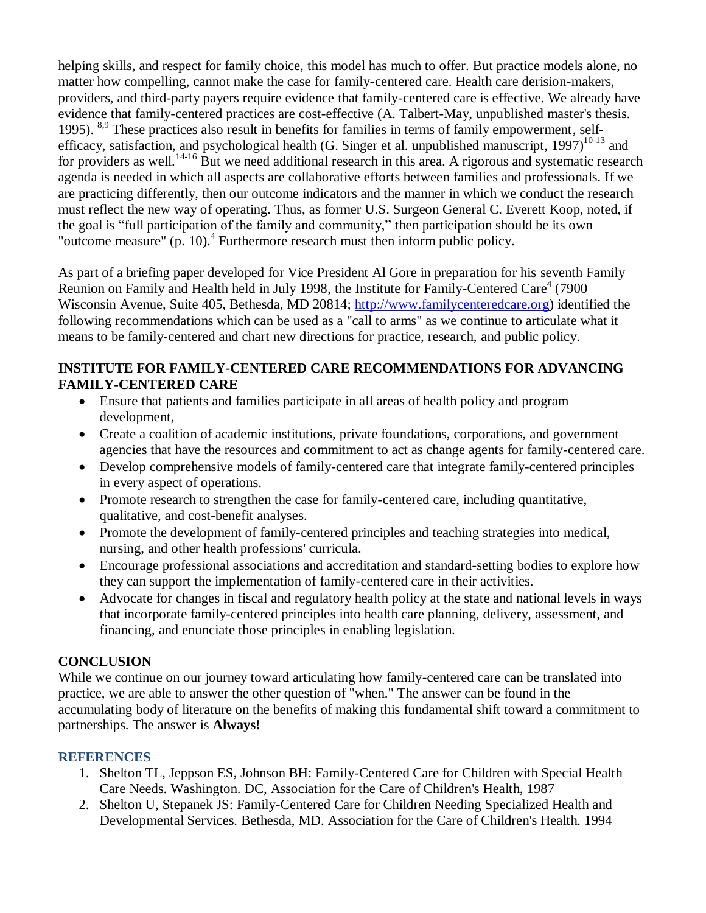helping skills, and respect for family choice, this model has much to offer. But practice models alone, no matter how compelling, cannot make the case for family-centered care. Health care derision-makers, providers, and third-party payers require evidence that family-centered care is effective. We already have evidence that family-centered practices are cost-effective (A. Talbert-May, unpublished master's thesis. 1995). [8,9] These practices also result in benefits for families in terms of family empowerment, self-efficacy, satisfaction, and psychological health (G. Singer et al. unpublished manuscript, 1997)[10-13] and for providers as well.[14-16] But we need additional research in this area. A rigorous and systematic research agenda is needed in which all aspects are collaborative efforts between families and professionals. If we are practicing differently, then our outcome indicators and the manner in which we conduct the research must reflect the new way of operating. Thus, as former U.S. Surgeon General C. Everett Koop, noted, if the goal is "full participation of the family and community," then participation should be its own "outcome measure" (p. 10).[4] Furthermore research must then inform public policy.

As part of a briefing paper developed for Vice President Al Gore in preparation for his seventh Family Reunion on Family and Health held in July 1998, the Institute for Family-Centered Care[4] (7900 Wisconsin Avenue, Suite 405, Bethesda, MD 20814; http://www.familycenteredcare.org) identified the following recommendations which can be used as a "call to arms" as we continue to articulate what it means to be family-centered and chart new directions for practice, research, and public policy.

## INSTITUTE FOR FAMILY-CENTERED CARE RECOMMENDATIONS FOR ADVANCING FAMILY-CENTERED CARE

- Ensure that patients and families participate in all areas of health policy and program development,
- Create a coalition of academic institutions, private foundations, corporations, and government agencies that have the resources and commitment to act as change agents for family-centered care.
- Develop comprehensive models of family-centered care that integrate family-centered principles in every aspect of operations.
- Promote research to strengthen the case for family-centered care, including quantitative, qualitative, and cost-benefit analyses.
- Promote the development of family-centered principles and teaching strategies into medical, nursing, and other health professions' curricula.
- Encourage professional associations and accreditation and standard-setting bodies to explore how they can support the implementation of family-centered care in their activities.
- Advocate for changes in fiscal and regulatory health policy at the state and national levels in ways that incorporate family-centered principles into health care planning, delivery, assessment, and financing, and enunciate those principles in enabling legislation.

## CONCLUSION

While we continue on our journey toward articulating how family-centered care can be translated into practice, we are able to answer the other question of "when." The answer can be found in the accumulating body of literature on the benefits of making this fundamental shift toward a commitment to partnerships. The answer is **Always!**

## REFERENCES

1. Shelton TL, Jeppson ES, Johnson BH: Family-Centered Care for Children with Special Health Care Needs. Washington. DC, Association for the Care of Children's Health, 1987
2. Shelton U, Stepanek JS: Family-Centered Care for Children Needing Specialized Health and Developmental Services. Bethesda, MD. Association for the Care of Children's Health. 1994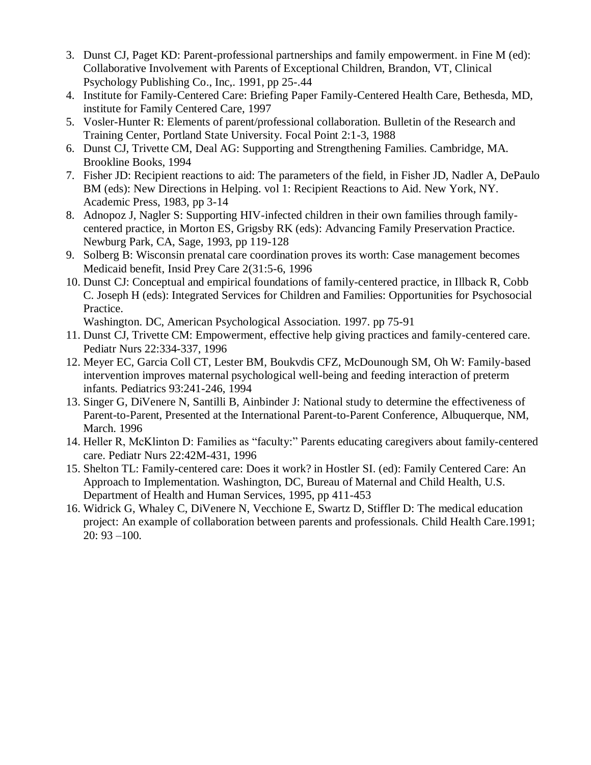3. Dunst CJ, Paget KD: Parent-professional partnerships and family empowerment. in Fine M (ed): Collaborative Involvement with Parents of Exceptional Children, Brandon, VT, Clinical Psychology Publishing Co., Inc,. 1991, pp 25-.44
4. Institute for Family-Centered Care: Briefing Paper Family-Centered Health Care, Bethesda, MD, institute for Family Centered Care, 1997
5. Vosler-Hunter R: Elements of parent/professional collaboration. Bulletin of the Research and Training Center, Portland State University. Focal Point 2:1-3, 1988
6. Dunst CJ, Trivette CM, Deal AG: Supporting and Strengthening Families. Cambridge, MA. Brookline Books, 1994
7. Fisher JD: Recipient reactions to aid: The parameters of the field, in Fisher JD, Nadler A, DePaulo BM (eds): New Directions in Helping. vol 1: Recipient Reactions to Aid. New York, NY. Academic Press, 1983, pp 3-14
8. Adnopoz J, Nagler S: Supporting HIV-infected children in their own families through family-centered practice, in Morton ES, Grigsby RK (eds): Advancing Family Preservation Practice. Newburg Park, CA, Sage, 1993, pp 119-128
9. Solberg B: Wisconsin prenatal care coordination proves its worth: Case management becomes Medicaid benefit, Insid Prey Care 2(31:5-6, 1996
10. Dunst CJ: Conceptual and empirical foundations of family-centered practice, in Illback R, Cobb C. Joseph H (eds): Integrated Services for Children and Families: Opportunities for Psychosocial Practice.
    Washington. DC, American Psychological Association. 1997. pp 75-91
11. Dunst CJ, Trivette CM: Empowerment, effective help giving practices and family-centered care. Pediatr Nurs 22:334-337, 1996
12. Meyer EC, Garcia Coll CT, Lester BM, Boukvdis CFZ, McDounough SM, Oh W: Family-based intervention improves maternal psychological well-being and feeding interaction of preterm infants. Pediatrics 93:241-246, 1994
13. Singer G, DiVenere N, Santilli B, Ainbinder J: National study to determine the effectiveness of Parent-to-Parent, Presented at the International Parent-to-Parent Conference, Albuquerque, NM, March. 1996
14. Heller R, McKlinton D: Families as "faculty:" Parents educating caregivers about family-centered care. Pediatr Nurs 22:42M-431, 1996
15. Shelton TL: Family-centered care: Does it work? in Hostler SI. (ed): Family Centered Care: An Approach to Implementation. Washington, DC, Bureau of Maternal and Child Health, U.S. Department of Health and Human Services, 1995, pp 411-453
16. Widrick G, Whaley C, DiVenere N, Vecchione E, Swartz D, Stiffler D: The medical education project: An example of collaboration between parents and professionals. Child Health Care.1991; 20: 93 –100.